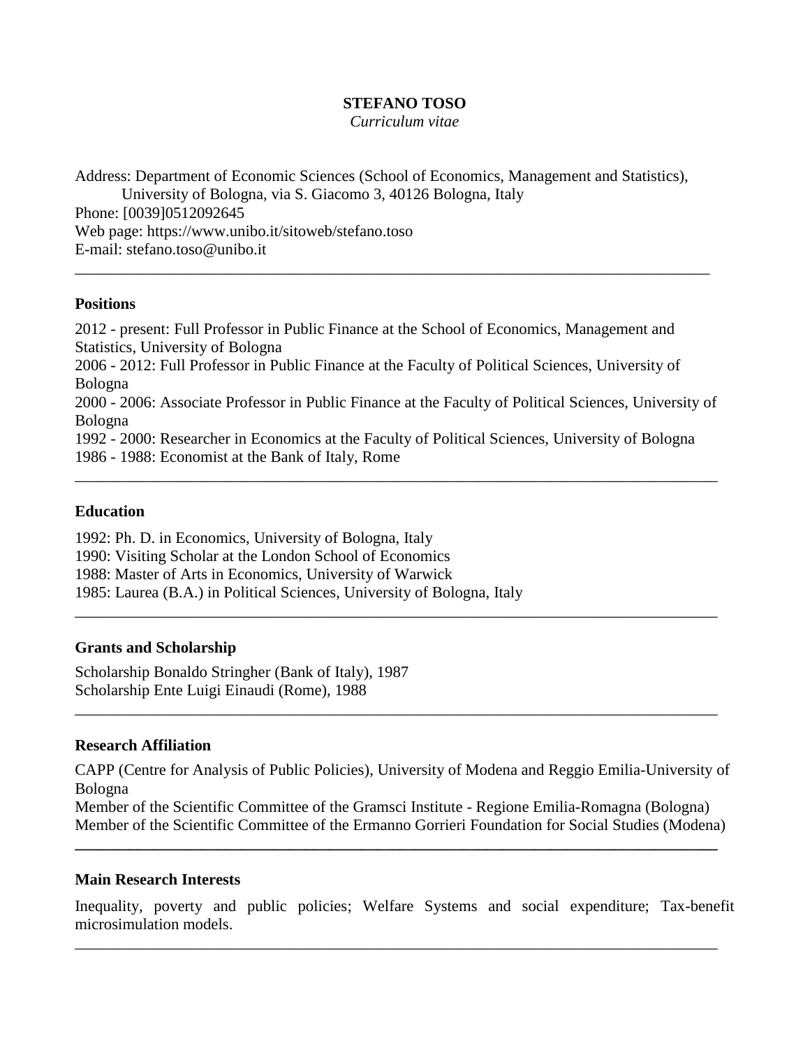# STEFANO TOSO

*Curriculum vitae*

Address: Department of Economic Sciences (School of Economics, Management and Statistics), University of Bologna, via S. Giacomo 3, 40126 Bologna, Italy
Phone: [0039]0512092645
Web page: https://www.unibo.it/sitoweb/stefano.toso
E-mail: stefano.toso@unibo.it

---

## Positions

2012 - present: Full Professor in Public Finance at the School of Economics, Management and Statistics, University of Bologna
2006 - 2012: Full Professor in Public Finance at the Faculty of Political Sciences, University of Bologna
2000 - 2006: Associate Professor in Public Finance at the Faculty of Political Sciences, University of Bologna
1992 - 2000: Researcher in Economics at the Faculty of Political Sciences, University of Bologna
1986 - 1988: Economist at the Bank of Italy, Rome

---

## Education

1992: Ph. D. in Economics, University of Bologna, Italy
1990: Visiting Scholar at the London School of Economics
1988: Master of Arts in Economics, University of Warwick
1985: Laurea (B.A.) in Political Sciences, University of Bologna, Italy

---

## Grants and Scholarship

Scholarship Bonaldo Stringher (Bank of Italy), 1987
Scholarship Ente Luigi Einaudi (Rome), 1988

---

## Research Affiliation

CAPP (Centre for Analysis of Public Policies), University of Modena and Reggio Emilia-University of Bologna
Member of the Scientific Committee of the Gramsci Institute - Regione Emilia-Romagna (Bologna)
Member of the Scientific Committee of the Ermanno Gorrieri Foundation for Social Studies (Modena)

---

## Main Research Interests

Inequality, poverty and public policies; Welfare Systems and social expenditure; Tax-benefit microsimulation models.

---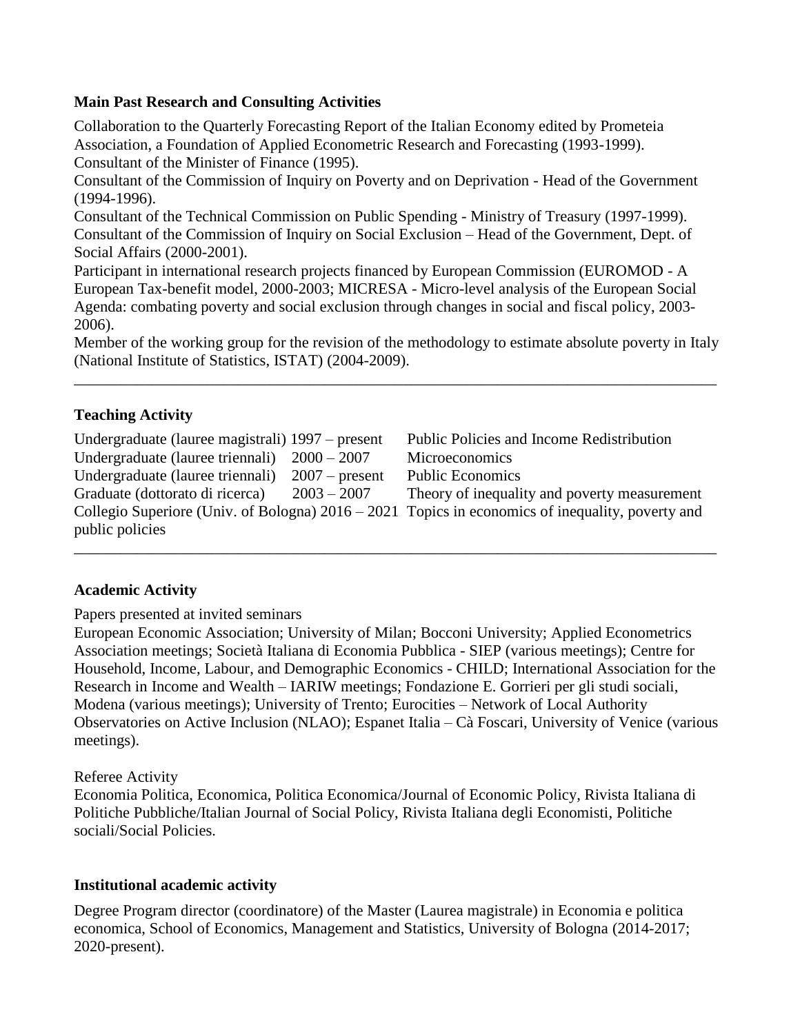**Main Past Research and Consulting Activities**

Collaboration to the Quarterly Forecasting Report of the Italian Economy edited by Prometeia Association, a Foundation of Applied Econometric Research and Forecasting (1993-1999).
Consultant of the Minister of Finance (1995).
Consultant of the Commission of Inquiry on Poverty and on Deprivation - Head of the Government (1994-1996).
Consultant of the Technical Commission on Public Spending - Ministry of Treasury (1997-1999).
Consultant of the Commission of Inquiry on Social Exclusion – Head of the Government, Dept. of Social Affairs (2000-2001).
Participant in international research projects financed by European Commission (EUROMOD - A European Tax-benefit model, 2000-2003; MICRESA - Micro-level analysis of the European Social Agenda: combating poverty and social exclusion through changes in social and fiscal policy, 2003-2006).
Member of the working group for the revision of the methodology to estimate absolute poverty in Italy (National Institute of Statistics, ISTAT) (2004-2009).

---

**Teaching Activity**

| | | |
|---|---|---|
| Undergraduate (lauree magistrali) | 1997 – present | Public Policies and Income Redistribution |
| Undergraduate (lauree triennali) | 2000 – 2007 | Microeconomics |
| Undergraduate (lauree triennali) | 2007 – present | Public Economics |
| Graduate (dottorato di ricerca) | 2003 – 2007 | Theory of inequality and poverty measurement |
| Collegio Superiore (Univ. of Bologna) | 2016 – 2021 | Topics in economics of inequality, poverty and public policies |

---

**Academic Activity**

Papers presented at invited seminars
European Economic Association; University of Milan; Bocconi University; Applied Econometrics Association meetings; Società Italiana di Economia Pubblica - SIEP (various meetings); Centre for Household, Income, Labour, and Demographic Economics - CHILD; International Association for the Research in Income and Wealth – IARIW meetings; Fondazione E. Gorrieri per gli studi sociali, Modena (various meetings); University of Trento; Eurocities – Network of Local Authority Observatories on Active Inclusion (NLAO); Espanet Italia – Cà Foscari, University of Venice (various meetings).

Referee Activity
Economia Politica, Economica, Politica Economica/Journal of Economic Policy, Rivista Italiana di Politiche Pubbliche/Italian Journal of Social Policy, Rivista Italiana degli Economisti, Politiche sociali/Social Policies.

**Institutional academic activity**

Degree Program director (coordinatore) of the Master (Laurea magistrale) in Economia e politica economica, School of Economics, Management and Statistics, University of Bologna (2014-2017; 2020-present).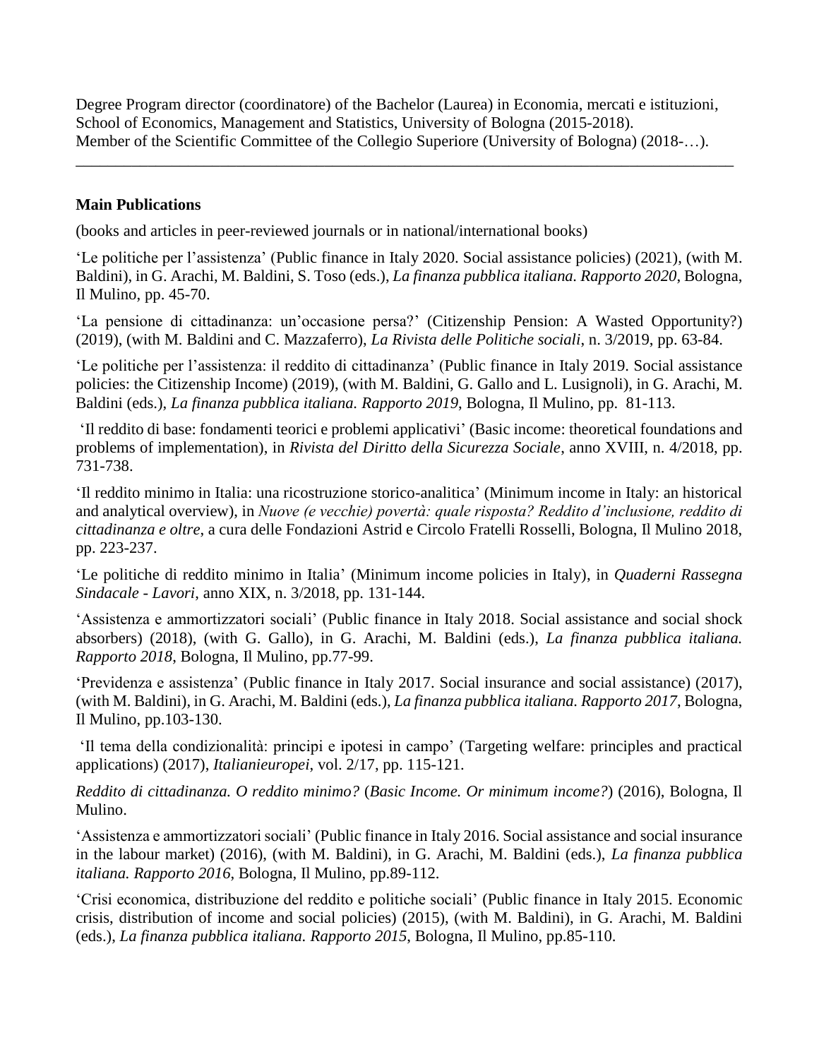Degree Program director (coordinatore) of the Bachelor (Laurea) in Economia, mercati e istituzioni, School of Economics, Management and Statistics, University of Bologna (2015-2018).
Member of the Scientific Committee of the Collegio Superiore (University of Bologna) (2018-…).

---

**Main Publications**

(books and articles in peer-reviewed journals or in national/international books)

'Le politiche per l'assistenza' (Public finance in Italy 2020. Social assistance policies) (2021), (with M. Baldini), in G. Arachi, M. Baldini, S. Toso (eds.), *La finanza pubblica italiana. Rapporto 2020*, Bologna, Il Mulino, pp. 45-70.

'La pensione di cittadinanza: un'occasione persa?' (Citizenship Pension: A Wasted Opportunity?) (2019), (with M. Baldini and C. Mazzaferro), *La Rivista delle Politiche sociali*, n. 3/2019, pp. 63-84.

'Le politiche per l'assistenza: il reddito di cittadinanza' (Public finance in Italy 2019. Social assistance policies: the Citizenship Income) (2019), (with M. Baldini, G. Gallo and L. Lusignoli), in G. Arachi, M. Baldini (eds.), *La finanza pubblica italiana. Rapporto 2019*, Bologna, Il Mulino, pp. 81-113.

'Il reddito di base: fondamenti teorici e problemi applicativi' (Basic income: theoretical foundations and problems of implementation), in *Rivista del Diritto della Sicurezza Sociale*, anno XVIII, n. 4/2018, pp. 731-738.

'Il reddito minimo in Italia: una ricostruzione storico-analitica' (Minimum income in Italy: an historical and analytical overview), in *Nuove (e vecchie) povertà: quale risposta? Reddito d'inclusione, reddito di cittadinanza e oltre*, a cura delle Fondazioni Astrid e Circolo Fratelli Rosselli, Bologna, Il Mulino 2018, pp. 223-237.

'Le politiche di reddito minimo in Italia' (Minimum income policies in Italy), in *Quaderni Rassegna Sindacale - Lavori*, anno XIX, n. 3/2018, pp. 131-144.

'Assistenza e ammortizzatori sociali' (Public finance in Italy 2018. Social assistance and social shock absorbers) (2018), (with G. Gallo), in G. Arachi, M. Baldini (eds.), *La finanza pubblica italiana. Rapporto 2018*, Bologna, Il Mulino, pp.77-99.

'Previdenza e assistenza' (Public finance in Italy 2017. Social insurance and social assistance) (2017), (with M. Baldini), in G. Arachi, M. Baldini (eds.), *La finanza pubblica italiana. Rapporto 2017*, Bologna, Il Mulino, pp.103-130.

'Il tema della condizionalità: principi e ipotesi in campo' (Targeting welfare: principles and practical applications) (2017), *Italianieuropei*, vol. 2/17, pp. 115-121.

*Reddito di cittadinanza. O reddito minimo?* (*Basic Income. Or minimum income?*) (2016), Bologna, Il Mulino.

'Assistenza e ammortizzatori sociali' (Public finance in Italy 2016. Social assistance and social insurance in the labour market) (2016), (with M. Baldini), in G. Arachi, M. Baldini (eds.), *La finanza pubblica italiana. Rapporto 2016*, Bologna, Il Mulino, pp.89-112.

'Crisi economica, distribuzione del reddito e politiche sociali' (Public finance in Italy 2015. Economic crisis, distribution of income and social policies) (2015), (with M. Baldini), in G. Arachi, M. Baldini (eds.), *La finanza pubblica italiana. Rapporto 2015*, Bologna, Il Mulino, pp.85-110.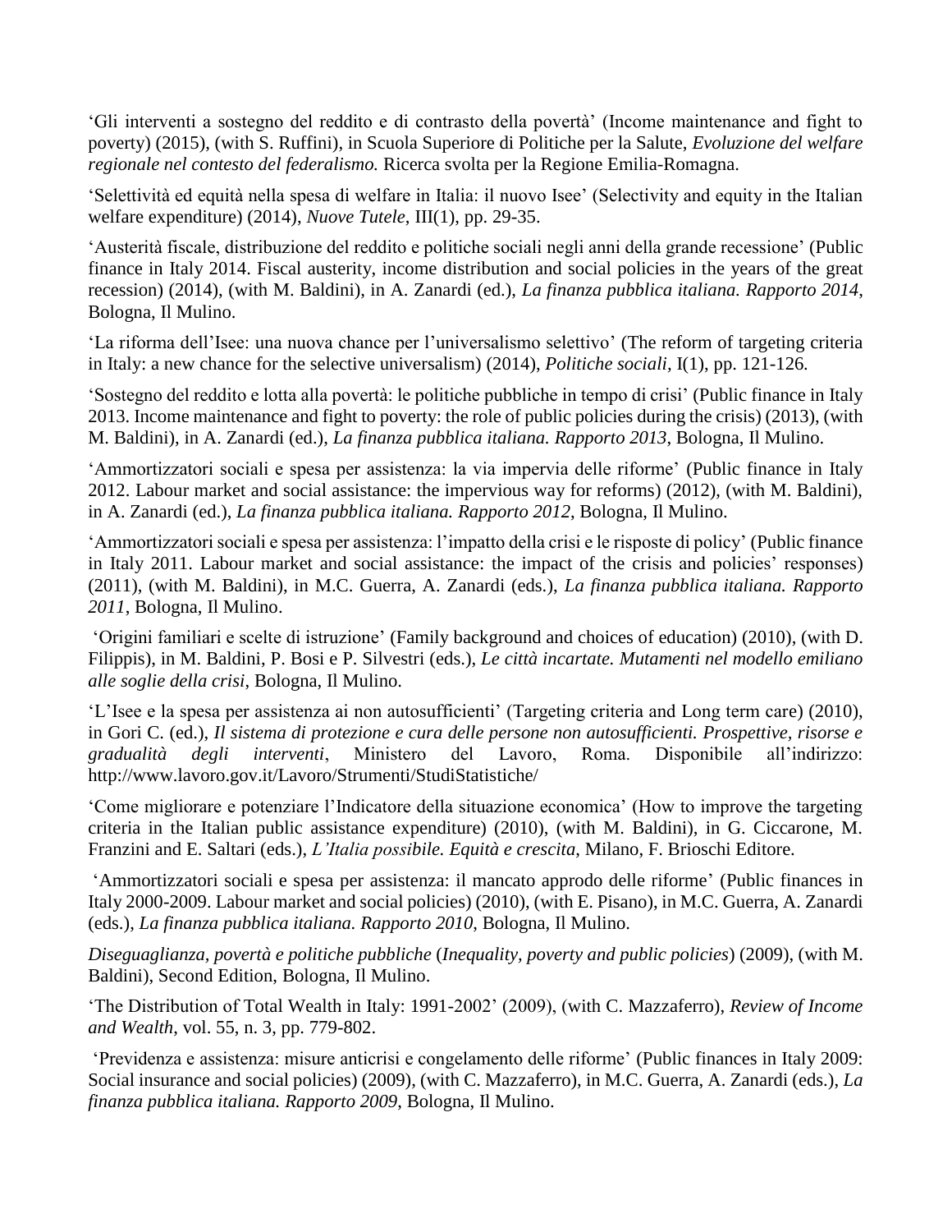'Gli interventi a sostegno del reddito e di contrasto della povertà' (Income maintenance and fight to poverty) (2015), (with S. Ruffini), in Scuola Superiore di Politiche per la Salute, *Evoluzione del welfare regionale nel contesto del federalismo.* Ricerca svolta per la Regione Emilia-Romagna.

'Selettività ed equità nella spesa di welfare in Italia: il nuovo Isee' (Selectivity and equity in the Italian welfare expenditure) (2014), *Nuove Tutele*, III(1), pp. 29-35.

'Austerità fiscale, distribuzione del reddito e politiche sociali negli anni della grande recessione' (Public finance in Italy 2014. Fiscal austerity, income distribution and social policies in the years of the great recession) (2014), (with M. Baldini), in A. Zanardi (ed.), *La finanza pubblica italiana. Rapporto 2014*, Bologna, Il Mulino.

'La riforma dell'Isee: una nuova chance per l'universalismo selettivo' (The reform of targeting criteria in Italy: a new chance for the selective universalism) (2014), *Politiche sociali,* I(1), pp. 121-126.

'Sostegno del reddito e lotta alla povertà: le politiche pubbliche in tempo di crisi' (Public finance in Italy 2013. Income maintenance and fight to poverty: the role of public policies during the crisis) (2013), (with M. Baldini), in A. Zanardi (ed.), *La finanza pubblica italiana. Rapporto 2013*, Bologna, Il Mulino.

'Ammortizzatori sociali e spesa per assistenza: la via impervia delle riforme' (Public finance in Italy 2012. Labour market and social assistance: the impervious way for reforms) (2012), (with M. Baldini), in A. Zanardi (ed.), *La finanza pubblica italiana. Rapporto 2012*, Bologna, Il Mulino.

'Ammortizzatori sociali e spesa per assistenza: l'impatto della crisi e le risposte di policy' (Public finance in Italy 2011. Labour market and social assistance: the impact of the crisis and policies' responses) (2011), (with M. Baldini), in M.C. Guerra, A. Zanardi (eds.), *La finanza pubblica italiana. Rapporto 2011*, Bologna, Il Mulino.

'Origini familiari e scelte di istruzione' (Family background and choices of education) (2010), (with D. Filippis), in M. Baldini, P. Bosi e P. Silvestri (eds.), *Le città incartate. Mutamenti nel modello emiliano alle soglie della crisi*, Bologna, Il Mulino.

'L'Isee e la spesa per assistenza ai non autosufficienti' (Targeting criteria and Long term care) (2010), in Gori C. (ed.), *Il sistema di protezione e cura delle persone non autosufficienti. Prospettive, risorse e gradualità degli interventi*, Ministero del Lavoro, Roma. Disponibile all'indirizzo: http://www.lavoro.gov.it/Lavoro/Strumenti/StudiStatistiche/

'Come migliorare e potenziare l'Indicatore della situazione economica' (How to improve the targeting criteria in the Italian public assistance expenditure) (2010), (with M. Baldini), in G. Ciccarone, M. Franzini and E. Saltari (eds.), *L'Italia possibile. Equità e crescita*, Milano, F. Brioschi Editore.

'Ammortizzatori sociali e spesa per assistenza: il mancato approdo delle riforme' (Public finances in Italy 2000-2009. Labour market and social policies) (2010), (with E. Pisano), in M.C. Guerra, A. Zanardi (eds.), *La finanza pubblica italiana. Rapporto 2010*, Bologna, Il Mulino.

*Diseguaglianza, povertà e politiche pubbliche* (*Inequality, poverty and public policies*) (2009), (with M. Baldini), Second Edition, Bologna, Il Mulino.

'The Distribution of Total Wealth in Italy: 1991-2002' (2009), (with C. Mazzaferro), *Review of Income and Wealth*, vol. 55, n. 3, pp. 779-802.

'Previdenza e assistenza: misure anticrisi e congelamento delle riforme' (Public finances in Italy 2009: Social insurance and social policies) (2009), (with C. Mazzaferro), in M.C. Guerra, A. Zanardi (eds.), *La finanza pubblica italiana. Rapporto 2009*, Bologna, Il Mulino.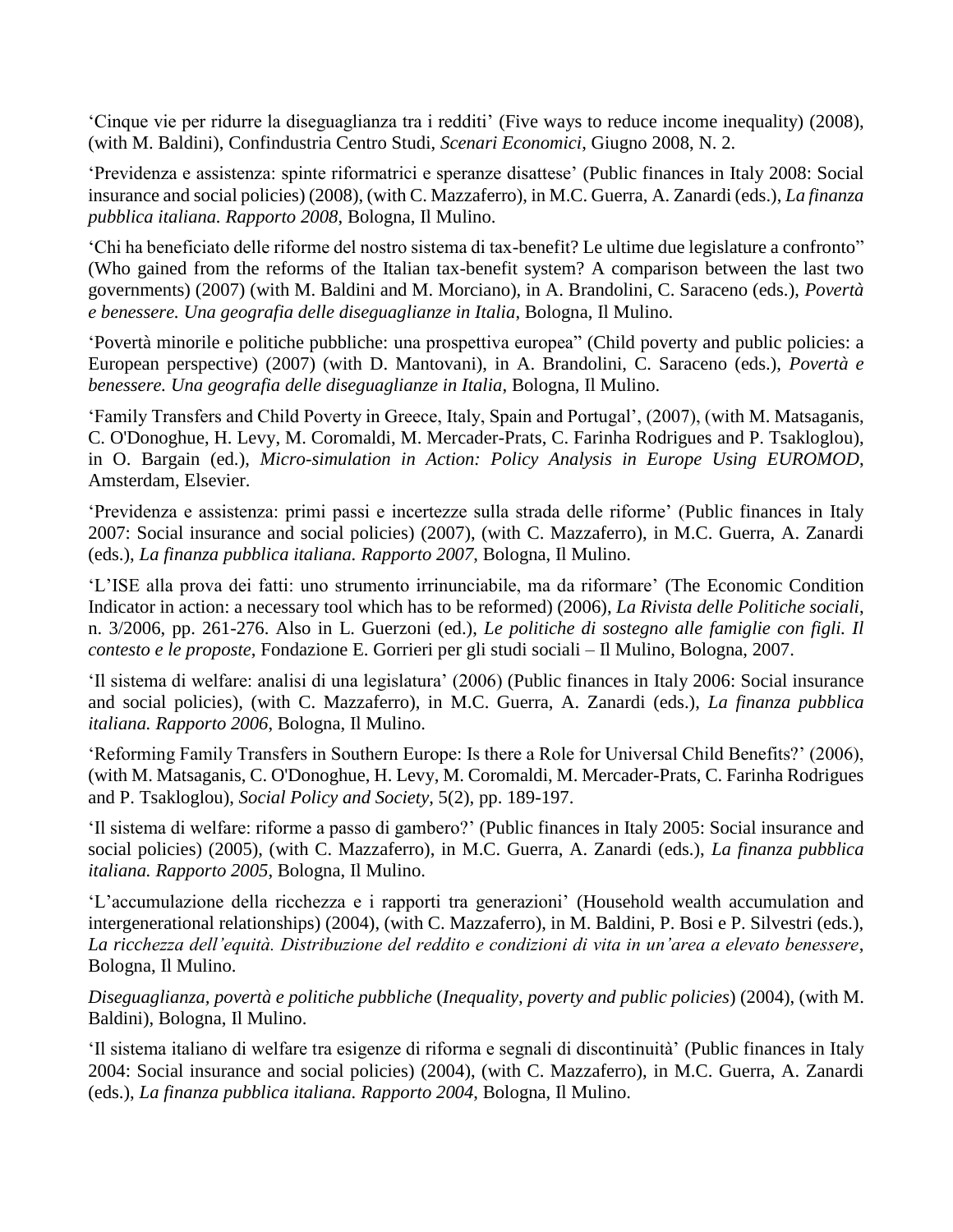'Cinque vie per ridurre la diseguaglianza tra i redditi' (Five ways to reduce income inequality) (2008), (with M. Baldini), Confindustria Centro Studi, *Scenari Economici*, Giugno 2008, N. 2.

'Previdenza e assistenza: spinte riformatrici e speranze disattese' (Public finances in Italy 2008: Social insurance and social policies) (2008), (with C. Mazzaferro), in M.C. Guerra, A. Zanardi (eds.), *La finanza pubblica italiana. Rapporto 2008*, Bologna, Il Mulino.

'Chi ha beneficiato delle riforme del nostro sistema di tax-benefit? Le ultime due legislature a confronto" (Who gained from the reforms of the Italian tax-benefit system? A comparison between the last two governments) (2007) (with M. Baldini and M. Morciano), in A. Brandolini, C. Saraceno (eds.), *Povertà e benessere. Una geografia delle diseguaglianze in Italia*, Bologna, Il Mulino.

'Povertà minorile e politiche pubbliche: una prospettiva europea" (Child poverty and public policies: a European perspective) (2007) (with D. Mantovani), in A. Brandolini, C. Saraceno (eds.), *Povertà e benessere. Una geografia delle diseguaglianze in Italia*, Bologna, Il Mulino.

'Family Transfers and Child Poverty in Greece, Italy, Spain and Portugal', (2007), (with M. Matsaganis, C. O'Donoghue, H. Levy, M. Coromaldi, M. Mercader-Prats, C. Farinha Rodrigues and P. Tsakloglou), in O. Bargain (ed.), *Micro-simulation in Action: Policy Analysis in Europe Using EUROMOD*, Amsterdam, Elsevier.

'Previdenza e assistenza: primi passi e incertezze sulla strada delle riforme' (Public finances in Italy 2007: Social insurance and social policies) (2007), (with C. Mazzaferro), in M.C. Guerra, A. Zanardi (eds.), *La finanza pubblica italiana. Rapporto 2007*, Bologna, Il Mulino.

'L'ISE alla prova dei fatti: uno strumento irrinunciabile, ma da riformare' (The Economic Condition Indicator in action: a necessary tool which has to be reformed) (2006), *La Rivista delle Politiche sociali*, n. 3/2006, pp. 261-276. Also in L. Guerzoni (ed.), *Le politiche di sostegno alle famiglie con figli. Il contesto e le proposte*, Fondazione E. Gorrieri per gli studi sociali – Il Mulino, Bologna, 2007.

'Il sistema di welfare: analisi di una legislatura' (2006) (Public finances in Italy 2006: Social insurance and social policies), (with C. Mazzaferro), in M.C. Guerra, A. Zanardi (eds.), *La finanza pubblica italiana. Rapporto 2006*, Bologna, Il Mulino.

'Reforming Family Transfers in Southern Europe: Is there a Role for Universal Child Benefits?' (2006), (with M. Matsaganis, C. O'Donoghue, H. Levy, M. Coromaldi, M. Mercader-Prats, C. Farinha Rodrigues and P. Tsakloglou), *Social Policy and Society*, 5(2), pp. 189-197.

'Il sistema di welfare: riforme a passo di gambero?' (Public finances in Italy 2005: Social insurance and social policies) (2005), (with C. Mazzaferro), in M.C. Guerra, A. Zanardi (eds.), *La finanza pubblica italiana. Rapporto 2005*, Bologna, Il Mulino.

'L'accumulazione della ricchezza e i rapporti tra generazioni' (Household wealth accumulation and intergenerational relationships) (2004), (with C. Mazzaferro), in M. Baldini, P. Bosi e P. Silvestri (eds.), *La ricchezza dell'equità. Distribuzione del reddito e condizioni di vita in un'area a elevato benessere*, Bologna, Il Mulino.

*Diseguaglianza, povertà e politiche pubbliche* (*Inequality, poverty and public policies*) (2004), (with M. Baldini), Bologna, Il Mulino.

'Il sistema italiano di welfare tra esigenze di riforma e segnali di discontinuità' (Public finances in Italy 2004: Social insurance and social policies) (2004), (with C. Mazzaferro), in M.C. Guerra, A. Zanardi (eds.), *La finanza pubblica italiana. Rapporto 2004*, Bologna, Il Mulino.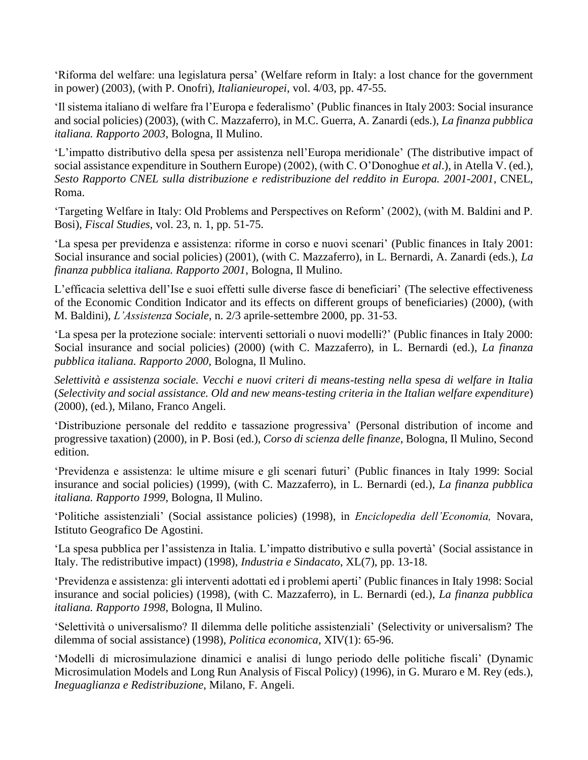'Riforma del welfare: una legislatura persa' (Welfare reform in Italy: a lost chance for the government in power) (2003), (with P. Onofri), *Italianieuropei*, vol. 4/03, pp. 47-55.

'Il sistema italiano di welfare fra l'Europa e federalismo' (Public finances in Italy 2003: Social insurance and social policies) (2003), (with C. Mazzaferro), in M.C. Guerra, A. Zanardi (eds.), *La finanza pubblica italiana. Rapporto 2003*, Bologna, Il Mulino.

'L'impatto distributivo della spesa per assistenza nell'Europa meridionale' (The distributive impact of social assistance expenditure in Southern Europe) (2002), (with C. O'Donoghue *et al*.), in Atella V. (ed.), *Sesto Rapporto CNEL sulla distribuzione e redistribuzione del reddito in Europa. 2001-2001*, CNEL, Roma.

'Targeting Welfare in Italy: Old Problems and Perspectives on Reform' (2002), (with M. Baldini and P. Bosi), *Fiscal Studies*, vol. 23, n. 1, pp. 51-75.

'La spesa per previdenza e assistenza: riforme in corso e nuovi scenari' (Public finances in Italy 2001: Social insurance and social policies) (2001), (with C. Mazzaferro), in L. Bernardi, A. Zanardi (eds.), *La finanza pubblica italiana. Rapporto 2001*, Bologna, Il Mulino.

L'efficacia selettiva dell'Ise e suoi effetti sulle diverse fasce di beneficiari' (The selective effectiveness of the Economic Condition Indicator and its effects on different groups of beneficiaries) (2000), (with M. Baldini), *L'Assistenza Sociale*, n. 2/3 aprile-settembre 2000, pp. 31-53.

'La spesa per la protezione sociale: interventi settoriali o nuovi modelli?' (Public finances in Italy 2000: Social insurance and social policies) (2000) (with C. Mazzaferro), in L. Bernardi (ed.), *La finanza pubblica italiana. Rapporto 2000*, Bologna, Il Mulino.

*Selettività e assistenza sociale. Vecchi e nuovi criteri di means-testing nella spesa di welfare in Italia* (*Selectivity and social assistance. Old and new means-testing criteria in the Italian welfare expenditure*) (2000), (ed.), Milano, Franco Angeli.

'Distribuzione personale del reddito e tassazione progressiva' (Personal distribution of income and progressive taxation) (2000), in P. Bosi (ed.), *Corso di scienza delle finanze*, Bologna, Il Mulino, Second edition.

'Previdenza e assistenza: le ultime misure e gli scenari futuri' (Public finances in Italy 1999: Social insurance and social policies) (1999), (with C. Mazzaferro), in L. Bernardi (ed.), *La finanza pubblica italiana. Rapporto 1999*, Bologna, Il Mulino.

'Politiche assistenziali' (Social assistance policies) (1998), in *Enciclopedia dell'Economia,* Novara, Istituto Geografico De Agostini.

'La spesa pubblica per l'assistenza in Italia. L'impatto distributivo e sulla povertà' (Social assistance in Italy. The redistributive impact) (1998), *Industria e Sindacato*, XL(7), pp. 13-18.

'Previdenza e assistenza: gli interventi adottati ed i problemi aperti' (Public finances in Italy 1998: Social insurance and social policies) (1998), (with C. Mazzaferro), in L. Bernardi (ed.), *La finanza pubblica italiana. Rapporto 1998*, Bologna, Il Mulino.

'Selettività o universalismo? Il dilemma delle politiche assistenziali' (Selectivity or universalism? The dilemma of social assistance) (1998), *Politica economica*, XIV(1): 65-96.

'Modelli di microsimulazione dinamici e analisi di lungo periodo delle politiche fiscali' (Dynamic Microsimulation Models and Long Run Analysis of Fiscal Policy) (1996), in G. Muraro e M. Rey (eds.), *Ineguaglianza e Redistribuzione*, Milano, F. Angeli.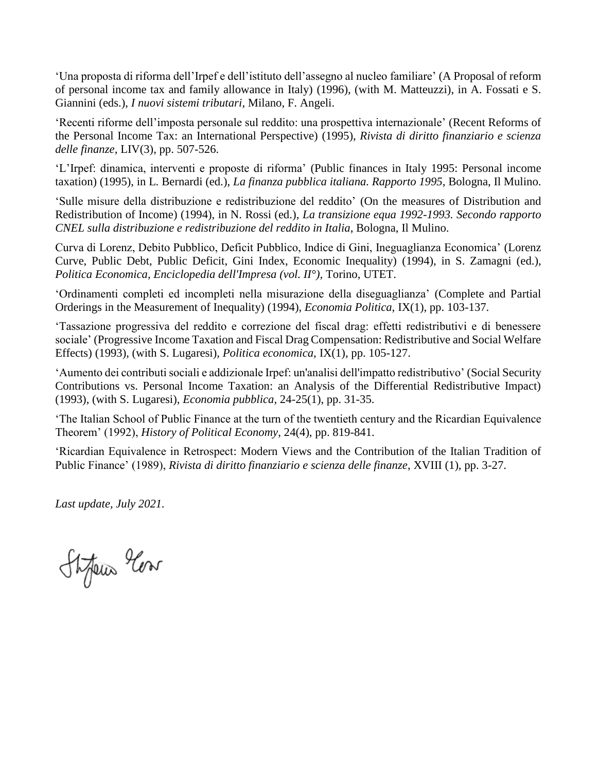'Una proposta di riforma dell'Irpef e dell'istituto dell'assegno al nucleo familiare' (A Proposal of reform of personal income tax and family allowance in Italy) (1996), (with M. Matteuzzi), in A. Fossati e S. Giannini (eds.), *I nuovi sistemi tributari*, Milano, F. Angeli.

'Recenti riforme dell'imposta personale sul reddito: una prospettiva internazionale' (Recent Reforms of the Personal Income Tax: an International Perspective) (1995), *Rivista di diritto finanziario e scienza delle finanze*, LIV(3), pp. 507-526.

'L'Irpef: dinamica, interventi e proposte di riforma' (Public finances in Italy 1995: Personal income taxation) (1995), in L. Bernardi (ed.), *La finanza pubblica italiana. Rapporto 1995*, Bologna, Il Mulino.

'Sulle misure della distribuzione e redistribuzione del reddito' (On the measures of Distribution and Redistribution of Income) (1994), in N. Rossi (ed.), *La transizione equa 1992-1993. Secondo rapporto CNEL sulla distribuzione e redistribuzione del reddito in Italia*, Bologna, Il Mulino.

Curva di Lorenz, Debito Pubblico, Deficit Pubblico, Indice di Gini, Ineguaglianza Economica' (Lorenz Curve, Public Debt, Public Deficit, Gini Index, Economic Inequality) (1994), in S. Zamagni (ed.), *Politica Economica, Enciclopedia dell'Impresa (vol. II°)*, Torino, UTET.

'Ordinamenti completi ed incompleti nella misurazione della diseguaglianza' (Complete and Partial Orderings in the Measurement of Inequality) (1994), *Economia Politica*, IX(1), pp. 103-137.

'Tassazione progressiva del reddito e correzione del fiscal drag: effetti redistributivi e di benessere sociale' (Progressive Income Taxation and Fiscal Drag Compensation: Redistributive and Social Welfare Effects) (1993), (with S. Lugaresi), *Politica economica*, IX(1), pp. 105-127.

'Aumento dei contributi sociali e addizionale Irpef: un'analisi dell'impatto redistributivo' (Social Security Contributions vs. Personal Income Taxation: an Analysis of the Differential Redistributive Impact) (1993), (with S. Lugaresi), *Economia pubblica*, 24-25(1), pp. 31-35.

'The Italian School of Public Finance at the turn of the twentieth century and the Ricardian Equivalence Theorem' (1992), *History of Political Economy*, 24(4), pp. 819-841.

'Ricardian Equivalence in Retrospect: Modern Views and the Contribution of the Italian Tradition of Public Finance' (1989), *Rivista di diritto finanziario e scienza delle finanze*, XVIII (1), pp. 3-27.

*Last update, July 2021.*